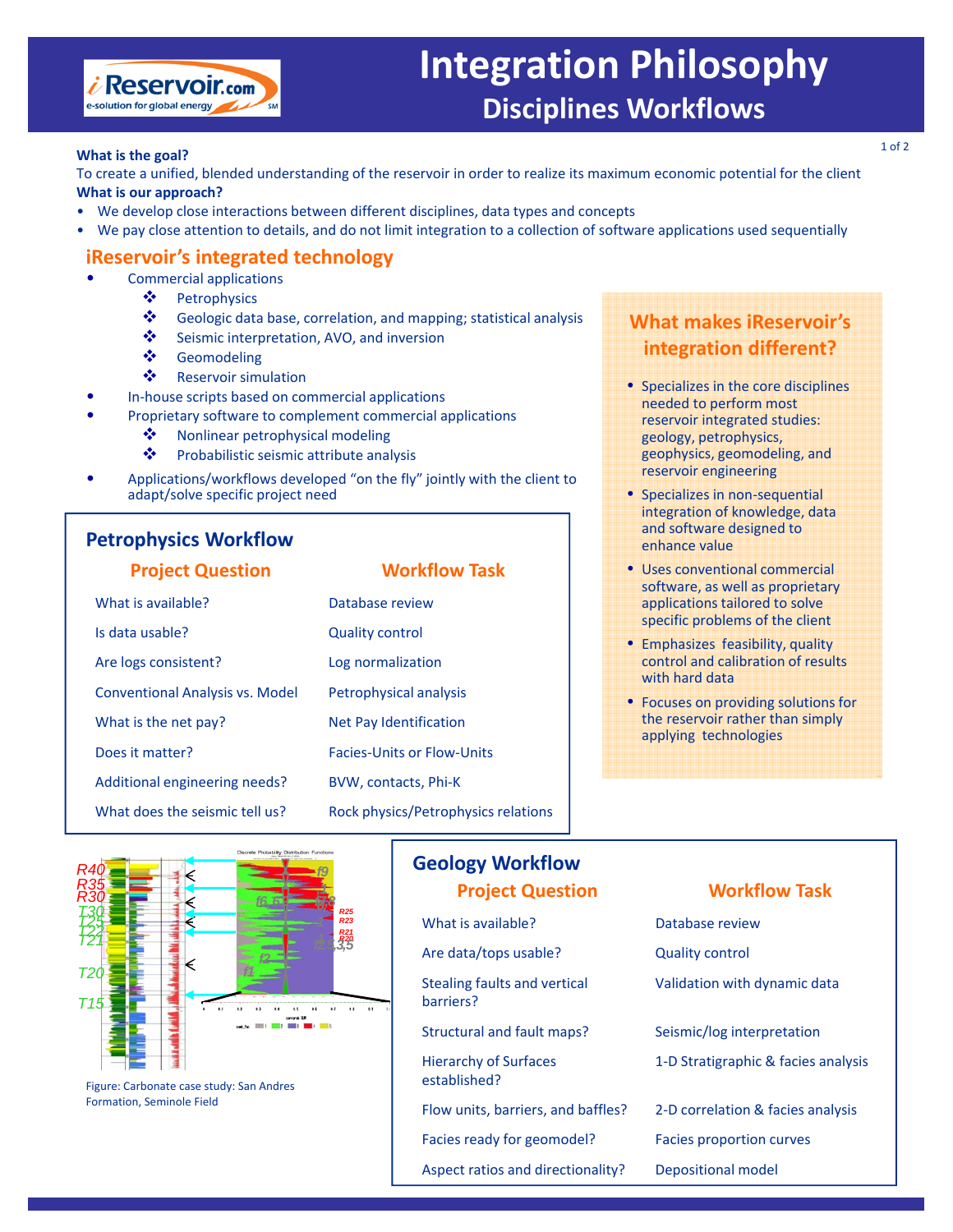# Integration Philosophy

## Disciplines Workflows

**What is the goal?**

To create a unified, blended understanding of the reservoir in order to realize its maximum economic potential for the client

**What is our approach?**

- We develop close interactions between different disciplines, data types and concepts
- We pay close attention to details, and do not limit integration to a collection of software applications used sequentially

## iReservoir's integrated technology

- Commercial applications
  - Petrophysics
  - Geologic data base, correlation, and mapping; statistical analysis
  - Seismic interpretation, AVO, and inversion
  - Geomodeling
  - Reservoir simulation
- In-house scripts based on commercial applications
- Proprietary software to complement commercial applications
  - Nonlinear petrophysical modeling
  - Probabilistic seismic attribute analysis
- Applications/workflows developed "on the fly" jointly with the client to adapt/solve specific project need

### What makes iReservoir's integration different?

- Specializes in the core disciplines needed to perform most reservoir integrated studies: geology, petrophysics, geophysics, geomodeling, and reservoir engineering
- Specializes in non-sequential integration of knowledge, data and software designed to enhance value
- Uses conventional commercial software, as well as proprietary applications tailored to solve specific problems of the client
- Emphasizes feasibility, quality control and calibration of results with hard data
- Focuses on providing solutions for the reservoir rather than simply applying technologies

### Petrophysics Workflow

| Project Question | Workflow Task |
|---|---|
| What is available? | Database review |
| Is data usable? | Quality control |
| Are logs consistent? | Log normalization |
| Conventional Analysis vs. Model | Petrophysical analysis |
| What is the net pay? | Net Pay Identification |
| Does it matter? | Facies-Units or Flow-Units |
| Additional engineering needs? | BVW, contacts, Phi-K |
| What does the seismic tell us? | Rock physics/Petrophysics relations |

Figure: Carbonate case study: San Andres Formation, Seminole Field

### Geology Workflow

| Project Question | Workflow Task |
|---|---|
| What is available? | Database review |
| Are data/tops usable? | Quality control |
| Stealing faults and vertical barriers? | Validation with dynamic data |
| Structural and fault maps? | Seismic/log interpretation |
| Hierarchy of Surfaces established? | 1-D Stratigraphic & facies analysis |
| Flow units, barriers, and baffles? | 2-D correlation & facies analysis |
| Facies ready for geomodel? | Facies proportion curves |
| Aspect ratios and directionality? | Depositional model |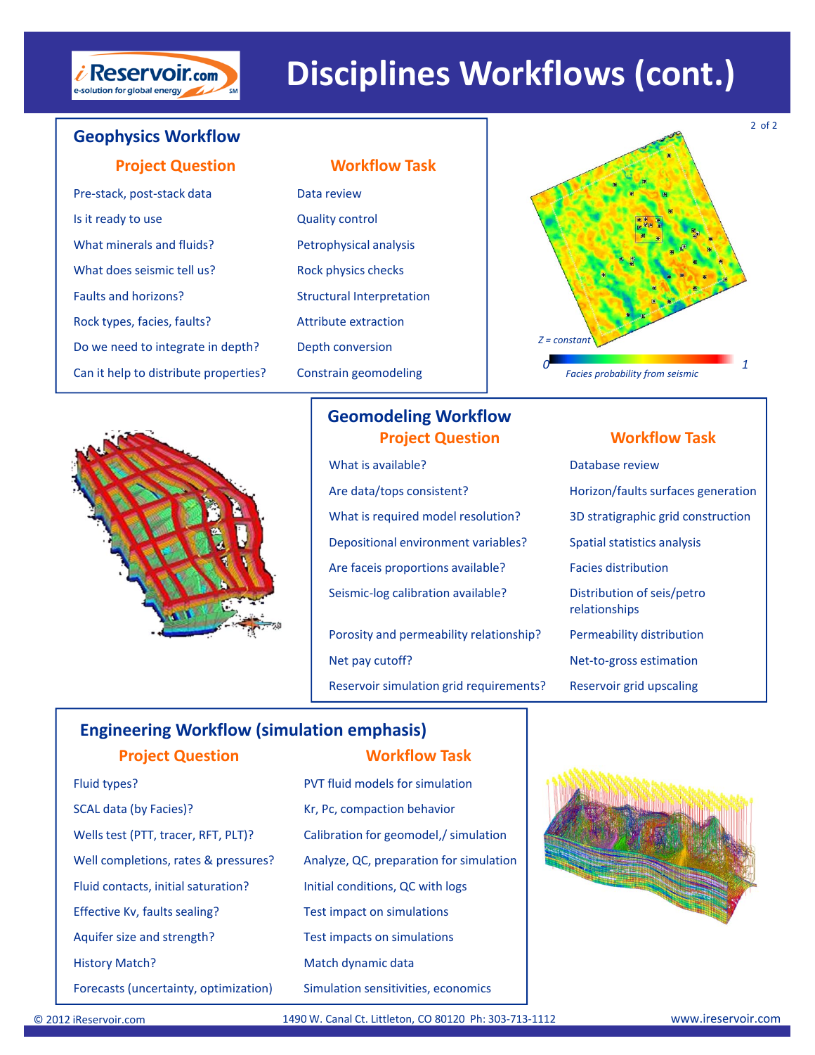# Disciplines Workflows (cont.)

## Geophysics Workflow

| Project Question | Workflow Task |
| --- | --- |
| Pre-stack, post-stack data | Data review |
| Is it ready to use | Quality control |
| What minerals and fluids? | Petrophysical analysis |
| What does seismic tell us? | Rock physics checks |
| Faults and horizons? | Structural Interpretation |
| Rock types, facies, faults? | Attribute extraction |
| Do we need to integrate in depth? | Depth conversion |
| Can it help to distribute properties? | Constrain geomodeling |

*Z = constant*

0

1

*Facies probability from seismic*

## Geomodeling Workflow

| Project Question | Workflow Task |
| --- | --- |
| What is available? | Database review |
| Are data/tops consistent? | Horizon/faults surfaces generation |
| What is required model resolution? | 3D stratigraphic grid construction |
| Depositional environment variables? | Spatial statistics analysis |
| Are faceis proportions available? | Facies distribution |
| Seismic-log calibration available? | Distribution of seis/petro relationships |
| Porosity and permeability relationship? | Permeability distribution |
| Net pay cutoff? | Net-to-gross estimation |
| Reservoir simulation grid requirements? | Reservoir grid upscaling |

## Engineering Workflow (simulation emphasis)

| Project Question | Workflow Task |
| --- | --- |
| Fluid types? | PVT fluid models for simulation |
| SCAL data (by Facies)? | Kr, Pc, compaction behavior |
| Wells test (PTT, tracer, RFT, PLT)? | Calibration for geomodel,/ simulation |
| Well completions, rates & pressures? | Analyze, QC, preparation for simulation |
| Fluid contacts, initial saturation? | Initial conditions, QC with logs |
| Effective Kv, faults sealing? | Test impact on simulations |
| Aquifer size and strength? | Test impacts on simulations |
| History Match? | Match dynamic data |
| Forecasts (uncertainty, optimization) | Simulation sensitivities, economics |

© 2012 iReservoir.com 1490 W. Canal Ct. Littleton, CO 80120 Ph: 303-713-1112 www.ireservoir.com